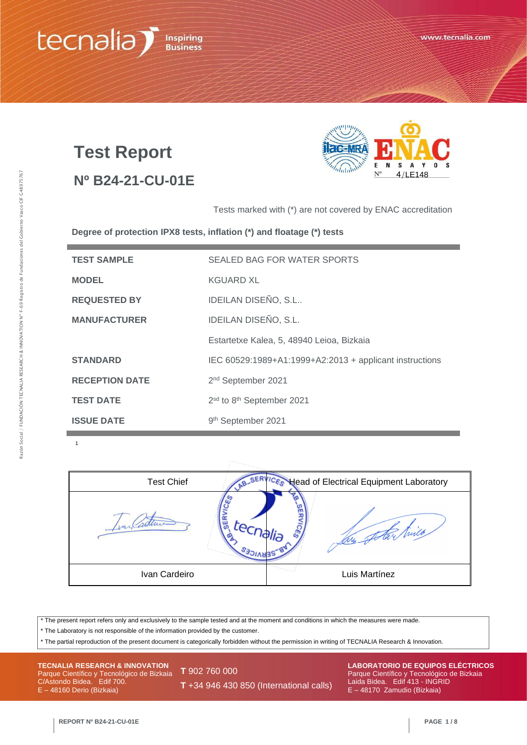# Test Report

## Nº B24-21-CU-01E

ENSAYOS Nº 4/LE148

Tests marked with (*) are not covered by ENAC accreditation

**Degree of protection IPX8 tests, inflation (*) and floatage (*) tests**

| | |
|---|---|
| **TEST SAMPLE** | SEALED BAG FOR WATER SPORTS |
| **MODEL** | KGUARD XL |
| **REQUESTED BY** | IDEILAN DISEÑO, S.L.. |
| **MANUFACTURER** | IDEILAN DISEÑO, S.L. |
| | Estartetxe Kalea, 5, 48940 Leioa, Bizkaia |
| **STANDARD** | IEC 60529:1989+A1:1999+A2:2013 + applicant instructions |
| **RECEPTION DATE** | 2nd September 2021 |
| **TEST DATE** | 2sd to 8th September 2021 |
| **ISSUE DATE** | 9th September 2021 |

1

| Test Chief | Head of Electrical Equipment Laboratory |
|---|---|
| | |
| Ivan Cardeiro | Luis Martínez |

* The present report refers only and exclusively to the sample tested and at the moment and conditions in which the measures were made.
* The Laboratory is not responsible of the information provided by the customer.
* The partial reproduction of the present document is categorically forbidden without the permission in writing of TECNALIA Research & Innovation.

**TECNALIA RESEARCH & INNOVATION**
Parque Científico y Tecnológico de Bizkaia
C/Astondo Bidea. Edif 700.
E – 48160 Derio (Bizkaia)

**T** 902 760 000
**T** +34 946 430 850 (International calls)

**LABORATORIO DE EQUIPOS ELÉCTRICOS**
Parque Científico y Tecnológico de Bizkaia
Laida Bidea. Edif 413 - INGRID
E – 48170 Zamudio (Bizkaia)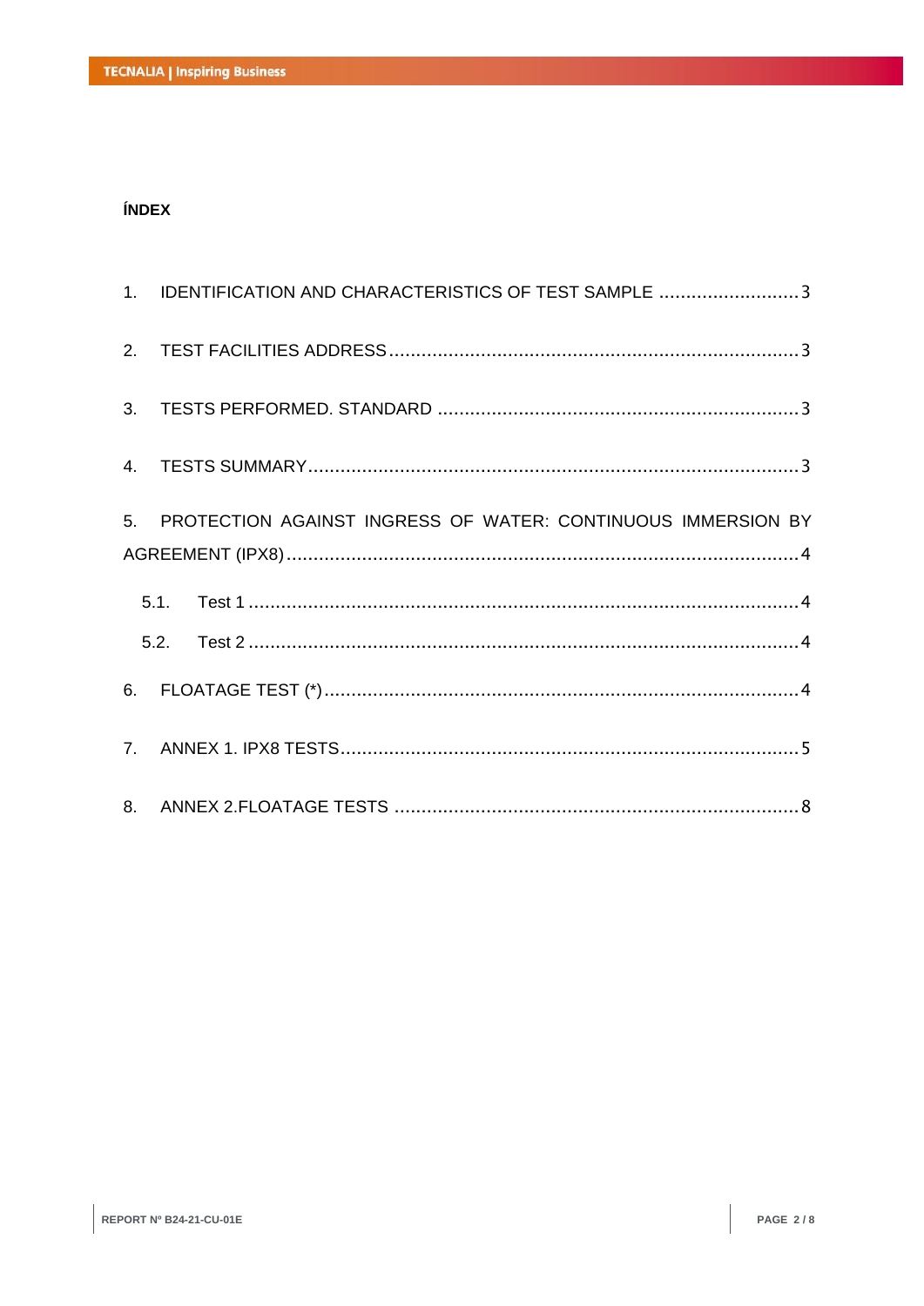**ÍNDEX**

1. IDENTIFICATION AND CHARACTERISTICS OF TEST SAMPLE .......................... 3
2. TEST FACILITIES ADDRESS ........................................................................... 3
3. TESTS PERFORMED. STANDARD .................................................................. 3
4. TESTS SUMMARY .......................................................................................... 3
5. PROTECTION AGAINST INGRESS OF WATER: CONTINUOUS IMMERSION BY AGREEMENT (IPX8) ............................................................................................... 4
   - 5.1. Test 1 ..................................................................................................... 4
   - 5.2. Test 2 ..................................................................................................... 4
6. FLOATAGE TEST (*) ........................................................................................ 4
7. ANNEX 1. IPX8 TESTS .................................................................................... 5
8. ANNEX 2.FLOATAGE TESTS .......................................................................... 8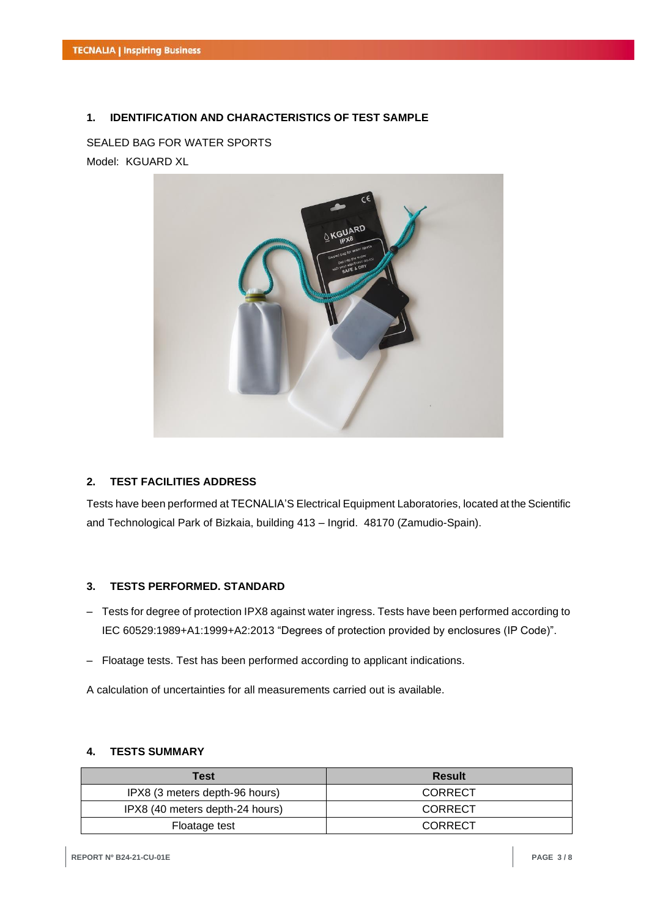## 1. IDENTIFICATION AND CHARACTERISTICS OF TEST SAMPLE

SEALED BAG FOR WATER SPORTS

Model: KGUARD XL

## 2. TEST FACILITIES ADDRESS

Tests have been performed at TECNALIA'S Electrical Equipment Laboratories, located at the Scientific and Technological Park of Bizkaia, building 413 – Ingrid. 48170 (Zamudio-Spain).

## 3. TESTS PERFORMED. STANDARD

– Tests for degree of protection IPX8 against water ingress. Tests have been performed according to IEC 60529:1989+A1:1999+A2:2013 "Degrees of protection provided by enclosures (IP Code)".

– Floatage tests. Test has been performed according to applicant indications.

A calculation of uncertainties for all measurements carried out is available.

## 4. TESTS SUMMARY

| Test | Result |
|---|---|
| IPX8 (3 meters depth-96 hours) | CORRECT |
| IPX8 (40 meters depth-24 hours) | CORRECT |
| Floatage test | CORRECT |

REPORT Nº B24-21-CU-01E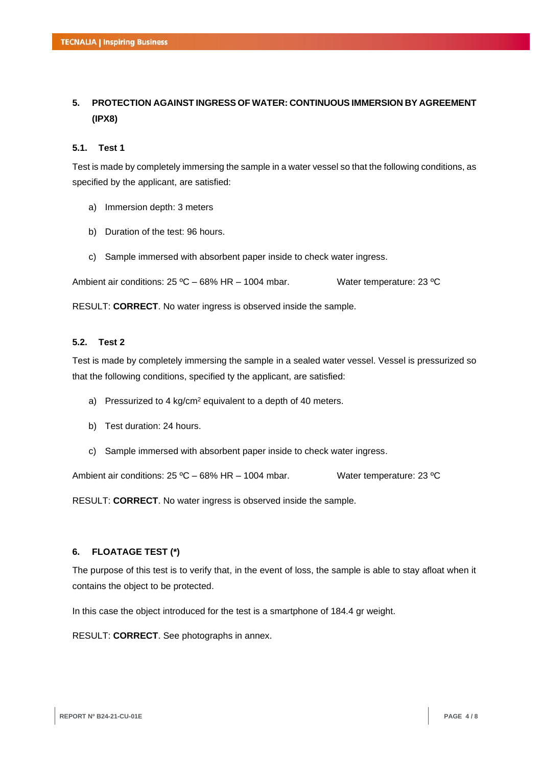## 5. PROTECTION AGAINST INGRESS OF WATER: CONTINUOUS IMMERSION BY AGREEMENT (IPX8)

### 5.1. Test 1

Test is made by completely immersing the sample in a water vessel so that the following conditions, as specified by the applicant, are satisfied:

a) Immersion depth: 3 meters

b) Duration of the test: 96 hours.

c) Sample immersed with absorbent paper inside to check water ingress.

Ambient air conditions: 25 ºC – 68% HR – 1004 mbar. Water temperature: 23 ºC

RESULT: **CORRECT**. No water ingress is observed inside the sample.

### 5.2. Test 2

Test is made by completely immersing the sample in a sealed water vessel. Vessel is pressurized so that the following conditions, specified ty the applicant, are satisfied:

a) Pressurized to 4 $kg/cm^2$ equivalent to a depth of 40 meters.

b) Test duration: 24 hours.

c) Sample immersed with absorbent paper inside to check water ingress.

Ambient air conditions: 25 ºC – 68% HR – 1004 mbar. Water temperature: 23 ºC

RESULT: **CORRECT**. No water ingress is observed inside the sample.

## 6. FLOATAGE TEST (*)

The purpose of this test is to verify that, in the event of loss, the sample is able to stay afloat when it contains the object to be protected.

In this case the object introduced for the test is a smartphone of 184.4 gr weight.

RESULT: **CORRECT**. See photographs in annex.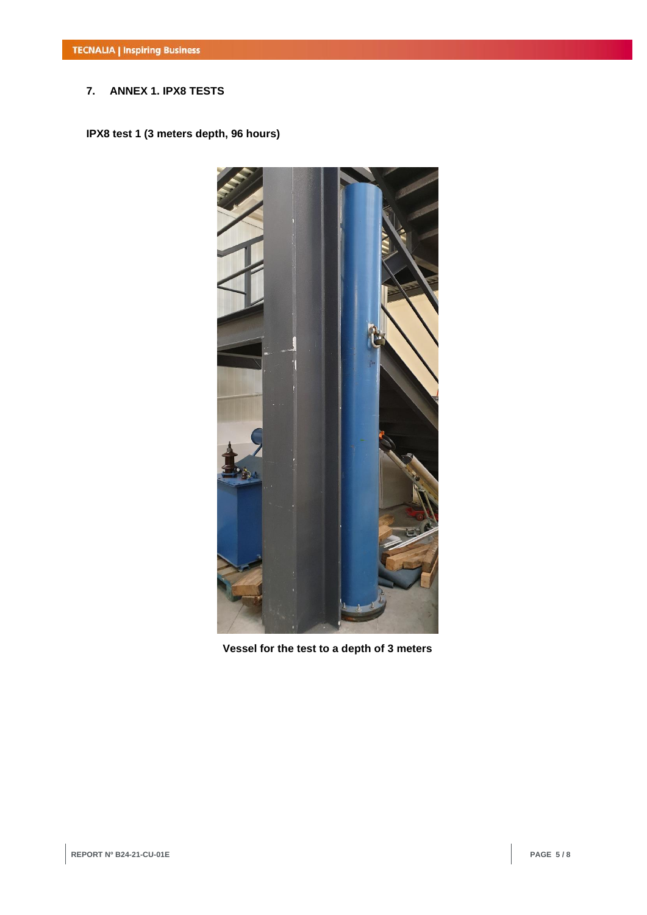## 7. ANNEX 1. IPX8 TESTS

**IPX8 test 1 (3 meters depth, 96 hours)**

**Vessel for the test to a depth of 3 meters**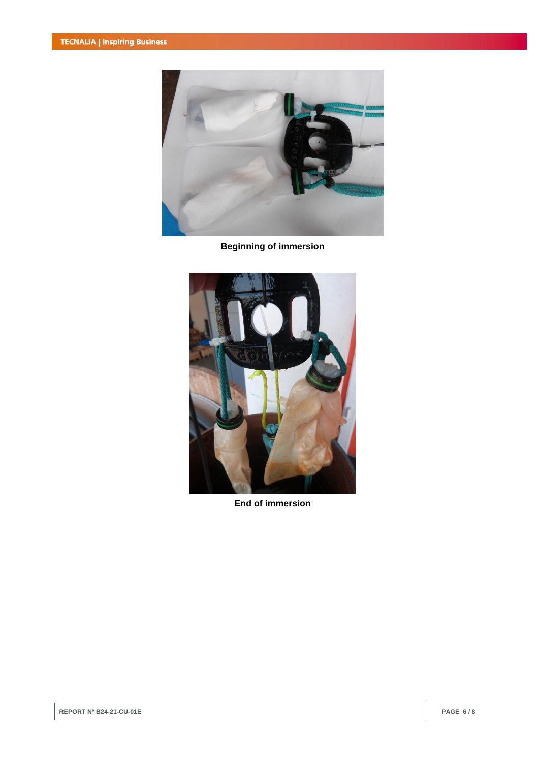Beginning of immersion

End of immersion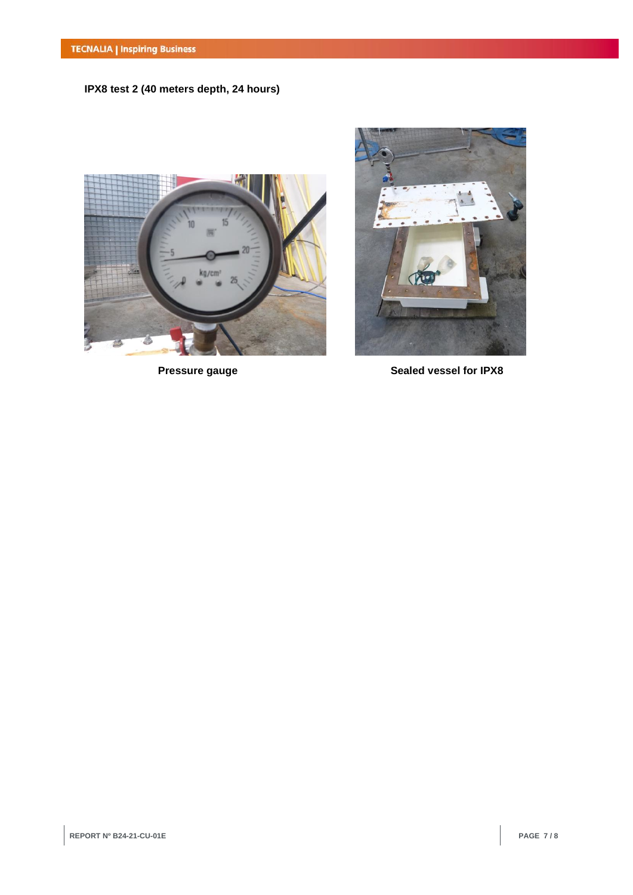**IPX8 test 2 (40 meters depth, 24 hours)**

Pressure gauge

Sealed vessel for IPX8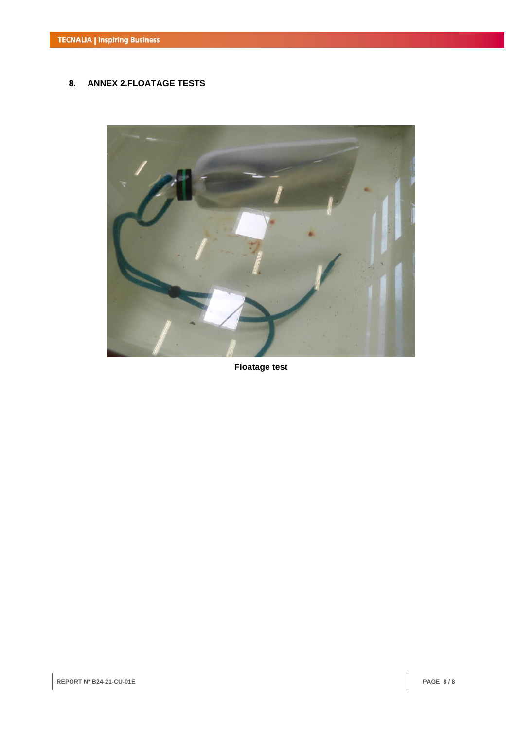## 8. ANNEX 2.FLOATAGE TESTS

Floatage test